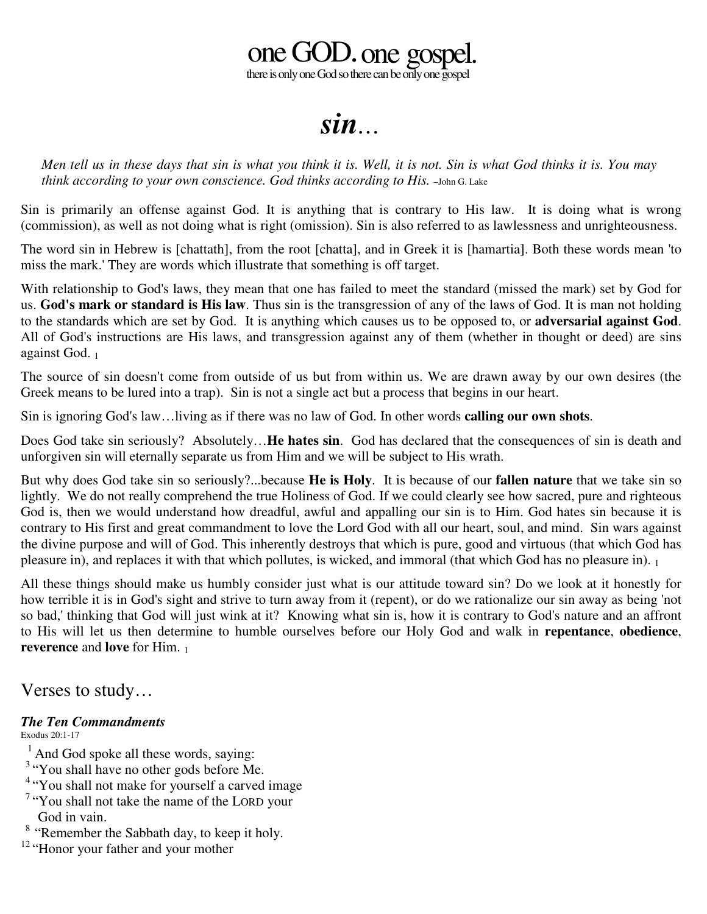# one GOD. one gospel.

there is only one God so there can be only one gospel

# *sin…*

*Men tell us in these days that sin is what you think it is. Well, it is not. Sin is what God thinks it is. You may think according to your own conscience. God thinks according to His.* –John G. Lake

Sin is primarily an offense against God. It is anything that is contrary to His law. It is doing what is wrong (commission), as well as not doing what is right (omission). Sin is also referred to as lawlessness and unrighteousness.

The word sin in Hebrew is [chattath], from the root [chatta], and in Greek it is [hamartia]. Both these words mean 'to miss the mark.' They are words which illustrate that something is off target.

With relationship to God's laws, they mean that one has failed to meet the standard (missed the mark) set by God for us. **God's mark or standard is His law**. Thus sin is the transgression of any of the laws of God. It is man not holding to the standards which are set by God. It is anything which causes us to be opposed to, or **adversarial against God**. All of God's instructions are His laws, and transgression against any of them (whether in thought or deed) are sins against God. [1]

The source of sin doesn't come from outside of us but from within us. We are drawn away by our own desires (the Greek means to be lured into a trap). Sin is not a single act but a process that begins in our heart.

Sin is ignoring God's law…living as if there was no law of God. In other words **calling our own shots**.

Does God take sin seriously? Absolutely…**He hates sin**. God has declared that the consequences of sin is death and unforgiven sin will eternally separate us from Him and we will be subject to His wrath.

But why does God take sin so seriously?...because **He is Holy**. It is because of our **fallen nature** that we take sin so lightly. We do not really comprehend the true Holiness of God. If we could clearly see how sacred, pure and righteous God is, then we would understand how dreadful, awful and appalling our sin is to Him. God hates sin because it is contrary to His first and great commandment to love the Lord God with all our heart, soul, and mind. Sin wars against the divine purpose and will of God. This inherently destroys that which is pure, good and virtuous (that which God has pleasure in), and replaces it with that which pollutes, is wicked, and immoral (that which God has no pleasure in). [1]

All these things should make us humbly consider just what is our attitude toward sin? Do we look at it honestly for how terrible it is in God's sight and strive to turn away from it (repent), or do we rationalize our sin away as being 'not so bad,' thinking that God will just wink at it? Knowing what sin is, how it is contrary to God's nature and an affront to His will let us then determine to humble ourselves before our Holy God and walk in **repentance**, **obedience**, **reverence** and **love** for Him. [1]

## Verses to study…

***The Ten Commandments***

Exodus 20:1-17

[1] And God spoke all these words, saying:
[3] "You shall have no other gods before Me.
[4] "You shall not make for yourself a carved image
[7] "You shall not take the name of the LORD your God in vain.
[8] "Remember the Sabbath day, to keep it holy.
[12] "Honor your father and your mother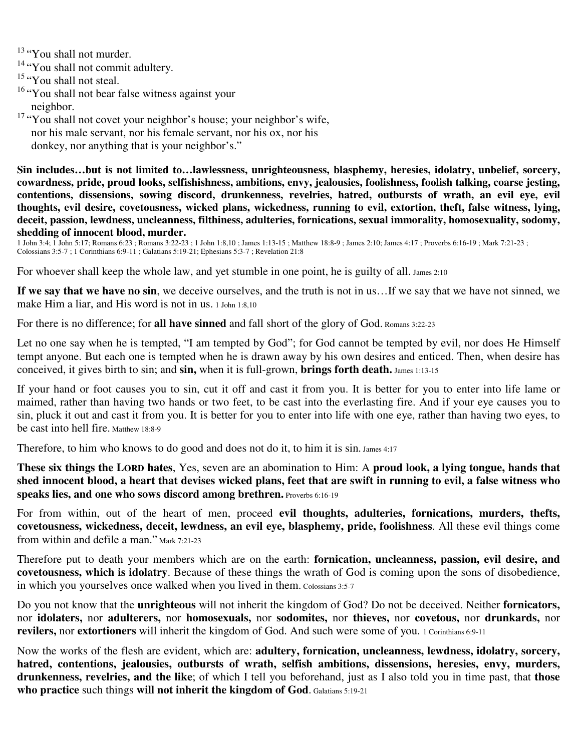[13] "You shall not murder.
[14] "You shall not commit adultery.
[15] "You shall not steal.
[16] "You shall not bear false witness against your neighbor.
[17] "You shall not covet your neighbor's house; your neighbor's wife, nor his male servant, nor his female servant, nor his ox, nor his donkey, nor anything that is your neighbor's."

**Sin includes…but is not limited to…lawlessness, unrighteousness, blasphemy, heresies, idolatry, unbelief, sorcery, cowardness, pride, proud looks, selfishishness, ambitions, envy, jealousies, foolishness, foolish talking, coarse jesting, contentions, dissensions, sowing discord, drunkenness, revelries, hatred, outbursts of wrath, an evil eye, evil thoughts, evil desire, covetousness, wicked plans, wickedness, running to evil, extortion, theft, false witness, lying, deceit, passion, lewdness, uncleanness, filthiness, adulteries, fornications, sexual immorality, homosexuality, sodomy, shedding of innocent blood, murder.**

1 John 3:4; 1 John 5:17; Romans 6:23 ; Romans 3:22-23 ; 1 John 1:8,10 ; James 1:13-15 ; Matthew 18:8-9 ; James 2:10; James 4:17 ; Proverbs 6:16-19 ; Mark 7:21-23 ; Colossians 3:5-7 ; 1 Corinthians 6:9-11 ; Galatians 5:19-21; Ephesians 5:3-7 ; Revelation 21:8

For whoever shall keep the whole law, and yet stumble in one point, he is guilty of all. James 2:10

**If we say that we have no sin**, we deceive ourselves, and the truth is not in us…If we say that we have not sinned, we make Him a liar, and His word is not in us. 1 John 1:8,10

For there is no difference; for **all have sinned** and fall short of the glory of God. Romans 3:22-23

Let no one say when he is tempted, "I am tempted by God"; for God cannot be tempted by evil, nor does He Himself tempt anyone. But each one is tempted when he is drawn away by his own desires and enticed. Then, when desire has conceived, it gives birth to sin; and **sin,** when it is full-grown, **brings forth death.** James 1:13-15

If your hand or foot causes you to sin, cut it off and cast it from you. It is better for you to enter into life lame or maimed, rather than having two hands or two feet, to be cast into the everlasting fire. And if your eye causes you to sin, pluck it out and cast it from you. It is better for you to enter into life with one eye, rather than having two eyes, to be cast into hell fire. Matthew 18:8-9

Therefore, to him who knows to do good and does not do it, to him it is sin. James 4:17

**These six things the LORD hates**, Yes, seven are an abomination to Him: A **proud look, a lying tongue, hands that shed innocent blood, a heart that devises wicked plans, feet that are swift in running to evil, a false witness who speaks lies, and one who sows discord among brethren.** Proverbs 6:16-19

For from within, out of the heart of men, proceed **evil thoughts, adulteries, fornications, murders, thefts, covetousness, wickedness, deceit, lewdness, an evil eye, blasphemy, pride, foolishness**. All these evil things come from within and defile a man." Mark 7:21-23

Therefore put to death your members which are on the earth: **fornication, uncleanness, passion, evil desire, and covetousness, which is idolatry**. Because of these things the wrath of God is coming upon the sons of disobedience, in which you yourselves once walked when you lived in them. Colossians 3:5-7

Do you not know that the **unrighteous** will not inherit the kingdom of God? Do not be deceived. Neither **fornicators,** nor **idolaters,** nor **adulterers,** nor **homosexuals,** nor **sodomites,** nor **thieves,** nor **covetous,** nor **drunkards,** nor **revilers,** nor **extortioners** will inherit the kingdom of God. And such were some of you. 1 Corinthians 6:9-11

Now the works of the flesh are evident, which are: **adultery, fornication, uncleanness, lewdness, idolatry, sorcery, hatred, contentions, jealousies, outbursts of wrath, selfish ambitions, dissensions, heresies, envy, murders, drunkenness, revelries, and the like**; of which I tell you beforehand, just as I also told you in time past, that **those who practice** such things **will not inherit the kingdom of God**. Galatians 5:19-21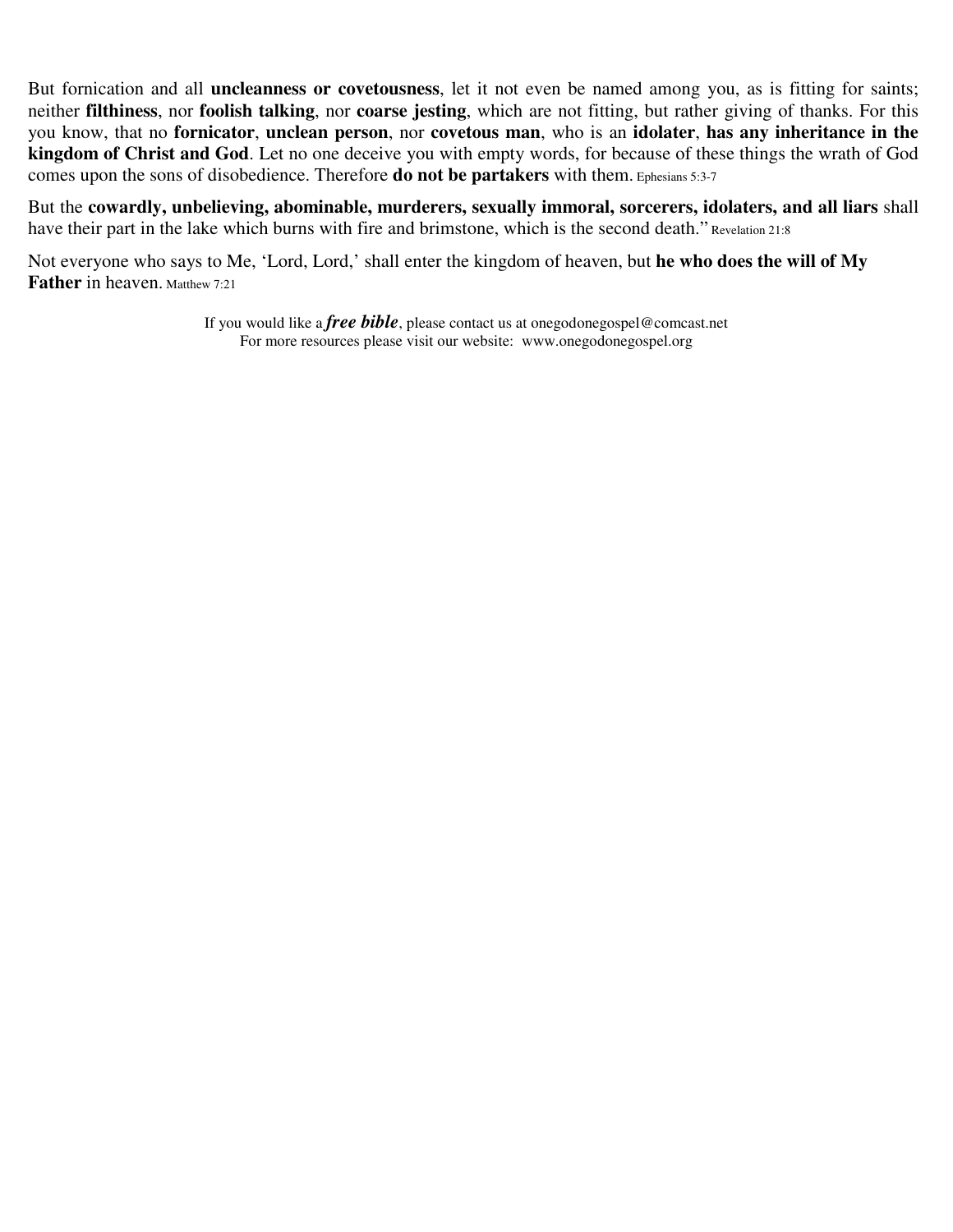But fornication and all **uncleanness or covetousness**, let it not even be named among you, as is fitting for saints; neither **filthiness**, nor **foolish talking**, nor **coarse jesting**, which are not fitting, but rather giving of thanks. For this you know, that no **fornicator**, **unclean person**, nor **covetous man**, who is an **idolater**, **has any inheritance in the kingdom of Christ and God**. Let no one deceive you with empty words, for because of these things the wrath of God comes upon the sons of disobedience. Therefore **do not be partakers** with them. Ephesians 5:3-7

But the **cowardly, unbelieving, abominable, murderers, sexually immoral, sorcerers, idolaters, and all liars** shall have their part in the lake which burns with fire and brimstone, which is the second death." Revelation 21:8

Not everyone who says to Me, 'Lord, Lord,' shall enter the kingdom of heaven, but **he who does the will of My Father** in heaven. Matthew 7:21

If you would like a ***free bible***, please contact us at onegodonegospel@comcast.net
For more resources please visit our website: www.onegodonegospel.org